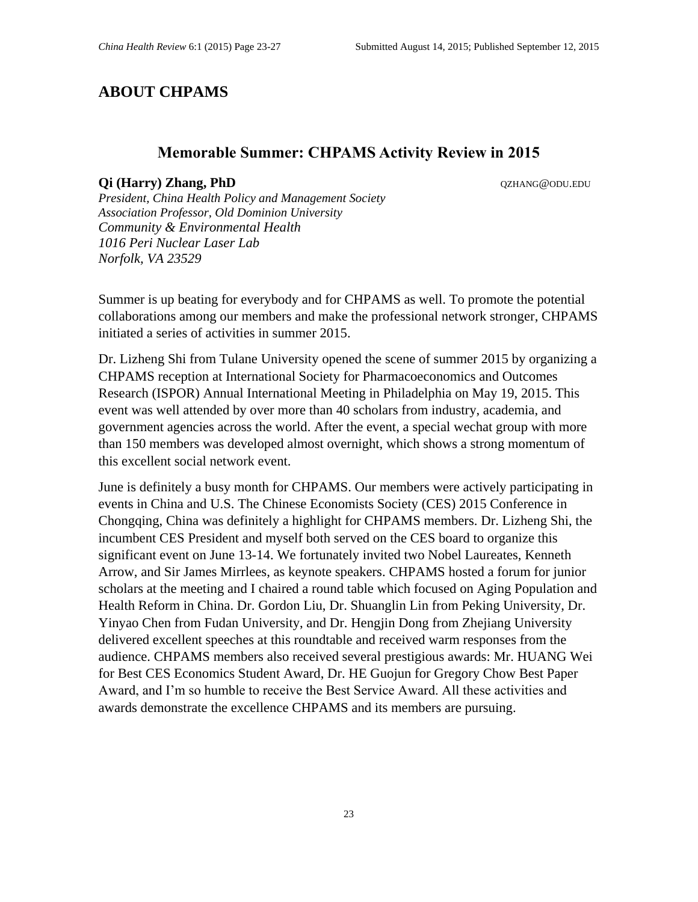# ABOUT CHPAMS

## Memorable Summer: CHPAMS Activity Review in 2015

**Qi (Harry) Zhang, PhD** QZHANG@ODU.EDU

*President, China Health Policy and Management Society*
*Association Professor, Old Dominion University*
*Community & Environmental Health*
*1016 Peri Nuclear Laser Lab*
*Norfolk, VA 23529*

Summer is up beating for everybody and for CHPAMS as well. To promote the potential collaborations among our members and make the professional network stronger, CHPAMS initiated a series of activities in summer 2015.

Dr. Lizheng Shi from Tulane University opened the scene of summer 2015 by organizing a CHPAMS reception at International Society for Pharmacoeconomics and Outcomes Research (ISPOR) Annual International Meeting in Philadelphia on May 19, 2015. This event was well attended by over more than 40 scholars from industry, academia, and government agencies across the world. After the event, a special wechat group with more than 150 members was developed almost overnight, which shows a strong momentum of this excellent social network event.

June is definitely a busy month for CHPAMS. Our members were actively participating in events in China and U.S. The Chinese Economists Society (CES) 2015 Conference in Chongqing, China was definitely a highlight for CHPAMS members. Dr. Lizheng Shi, the incumbent CES President and myself both served on the CES board to organize this significant event on June 13-14. We fortunately invited two Nobel Laureates, Kenneth Arrow, and Sir James Mirrlees, as keynote speakers. CHPAMS hosted a forum for junior scholars at the meeting and I chaired a round table which focused on Aging Population and Health Reform in China. Dr. Gordon Liu, Dr. Shuanglin Lin from Peking University, Dr. Yinyao Chen from Fudan University, and Dr. Hengjin Dong from Zhejiang University delivered excellent speeches at this roundtable and received warm responses from the audience. CHPAMS members also received several prestigious awards: Mr. HUANG Wei for Best CES Economics Student Award, Dr. HE Guojun for Gregory Chow Best Paper Award, and I'm so humble to receive the Best Service Award. All these activities and awards demonstrate the excellence CHPAMS and its members are pursuing.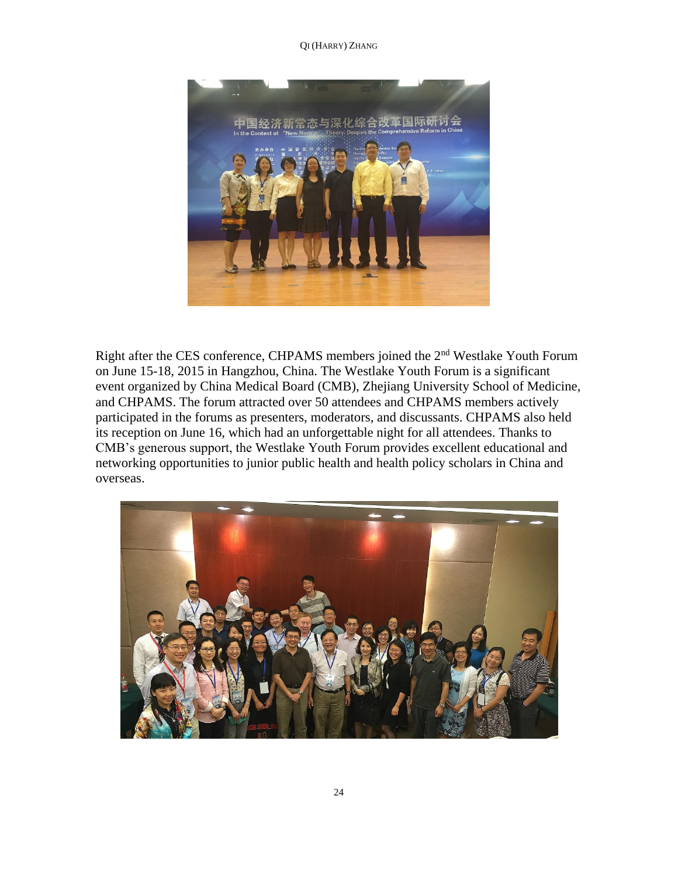Right after the CES conference, CHPAMS members joined the 2nd Westlake Youth Forum on June 15-18, 2015 in Hangzhou, China. The Westlake Youth Forum is a significant event organized by China Medical Board (CMB), Zhejiang University School of Medicine, and CHPAMS. The forum attracted over 50 attendees and CHPAMS members actively participated in the forums as presenters, moderators, and discussants. CHPAMS also held its reception on June 16, which had an unforgettable night for all attendees. Thanks to CMB's generous support, the Westlake Youth Forum provides excellent educational and networking opportunities to junior public health and health policy scholars in China and overseas.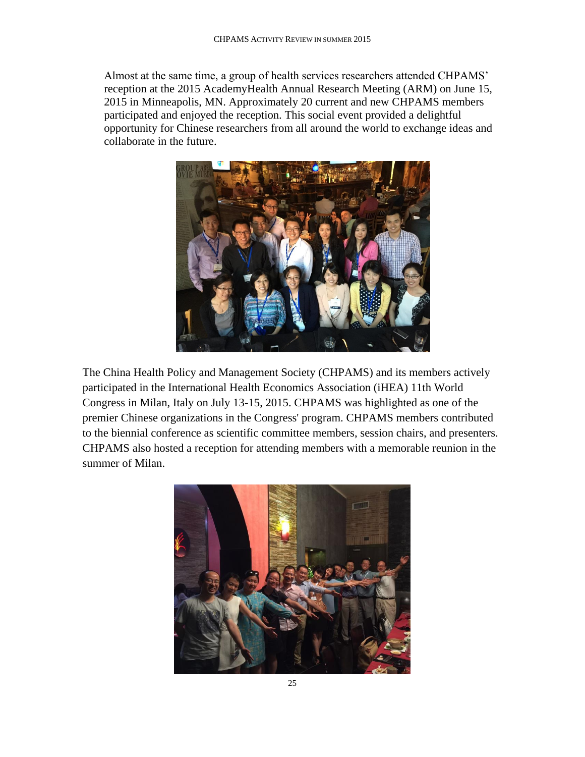Almost at the same time, a group of health services researchers attended CHPAMS' reception at the 2015 AcademyHealth Annual Research Meeting (ARM) on June 15, 2015 in Minneapolis, MN. Approximately 20 current and new CHPAMS members participated and enjoyed the reception. This social event provided a delightful opportunity for Chinese researchers from all around the world to exchange ideas and collaborate in the future.

The China Health Policy and Management Society (CHPAMS) and its members actively participated in the International Health Economics Association (iHEA) 11th World Congress in Milan, Italy on July 13-15, 2015. CHPAMS was highlighted as one of the premier Chinese organizations in the Congress' program. CHPAMS members contributed to the biennial conference as scientific committee members, session chairs, and presenters. CHPAMS also hosted a reception for attending members with a memorable reunion in the summer of Milan.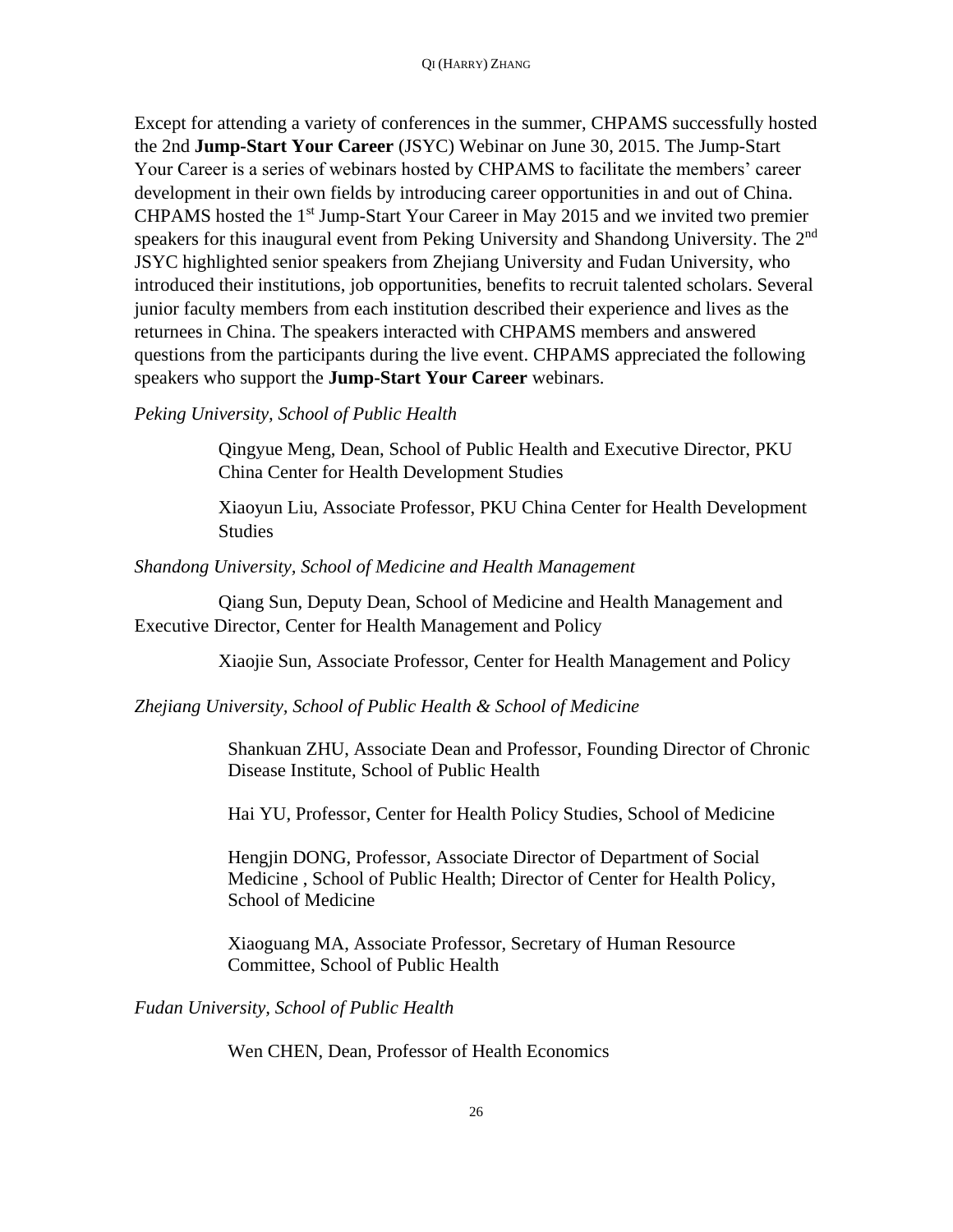Except for attending a variety of conferences in the summer, CHPAMS successfully hosted the 2nd **Jump-Start Your Career** (JSYC) Webinar on June 30, 2015. The Jump-Start Your Career is a series of webinars hosted by CHPAMS to facilitate the members' career development in their own fields by introducing career opportunities in and out of China. CHPAMS hosted the 1st Jump-Start Your Career in May 2015 and we invited two premier speakers for this inaugural event from Peking University and Shandong University. The 2nd JSYC highlighted senior speakers from Zhejiang University and Fudan University, who introduced their institutions, job opportunities, benefits to recruit talented scholars. Several junior faculty members from each institution described their experience and lives as the returnees in China. The speakers interacted with CHPAMS members and answered questions from the participants during the live event. CHPAMS appreciated the following speakers who support the **Jump-Start Your Career** webinars.

*Peking University, School of Public Health*

Qingyue Meng, Dean, School of Public Health and Executive Director, PKU China Center for Health Development Studies

Xiaoyun Liu, Associate Professor, PKU China Center for Health Development Studies

*Shandong University, School of Medicine and Health Management*

Qiang Sun, Deputy Dean, School of Medicine and Health Management and Executive Director, Center for Health Management and Policy

Xiaojie Sun, Associate Professor, Center for Health Management and Policy

*Zhejiang University, School of Public Health & School of Medicine*

Shankuan ZHU, Associate Dean and Professor, Founding Director of Chronic Disease Institute, School of Public Health

Hai YU, Professor, Center for Health Policy Studies, School of Medicine

Hengjin DONG, Professor, Associate Director of Department of Social Medicine , School of Public Health; Director of Center for Health Policy, School of Medicine

Xiaoguang MA, Associate Professor, Secretary of Human Resource Committee, School of Public Health

*Fudan University, School of Public Health*

Wen CHEN, Dean, Professor of Health Economics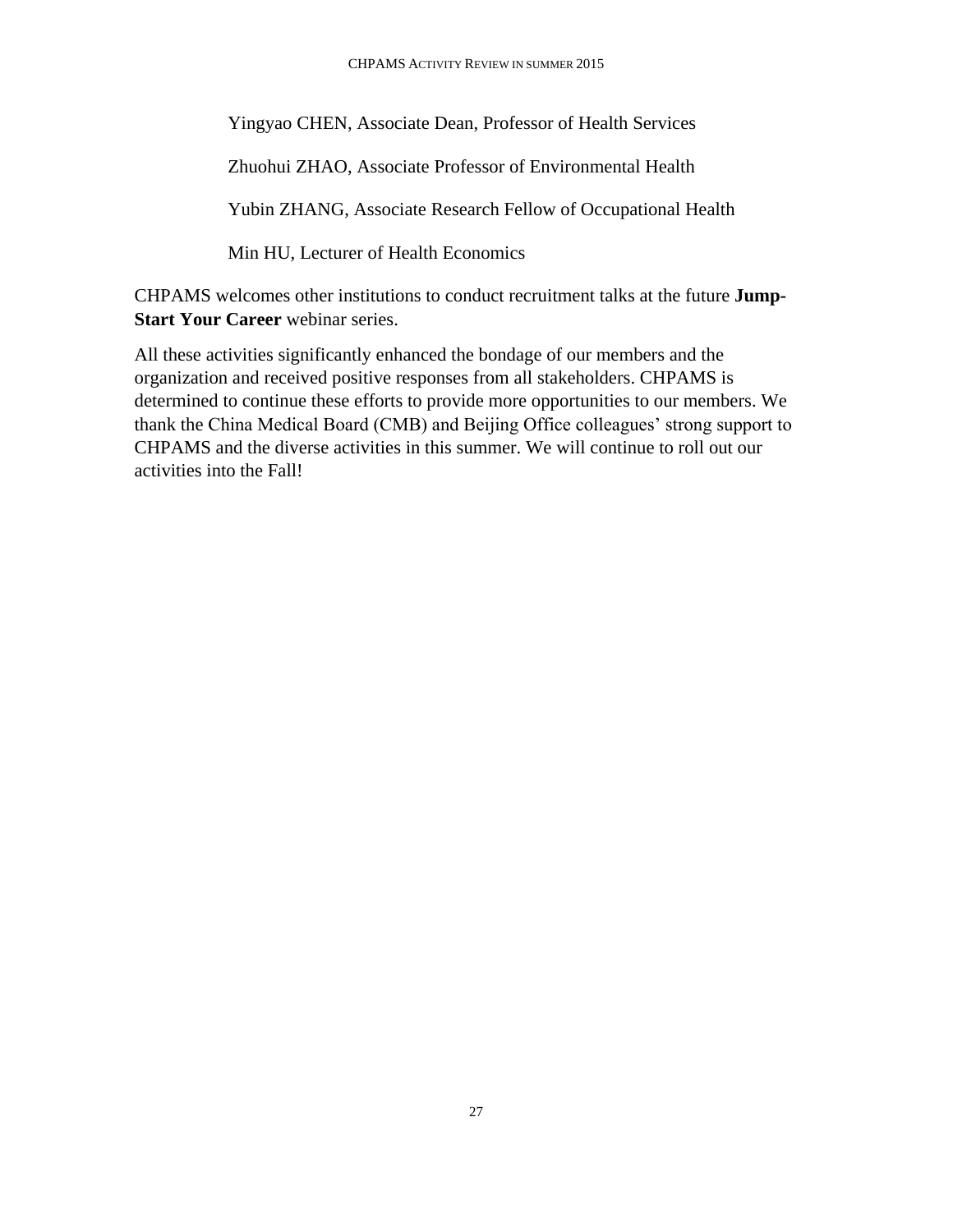Yingyao CHEN, Associate Dean, Professor of Health Services

Zhuohui ZHAO, Associate Professor of Environmental Health

Yubin ZHANG, Associate Research Fellow of Occupational Health

Min HU, Lecturer of Health Economics

CHPAMS welcomes other institutions to conduct recruitment talks at the future **Jump-Start Your Career** webinar series.

All these activities significantly enhanced the bondage of our members and the organization and received positive responses from all stakeholders. CHPAMS is determined to continue these efforts to provide more opportunities to our members. We thank the China Medical Board (CMB) and Beijing Office colleagues' strong support to CHPAMS and the diverse activities in this summer. We will continue to roll out our activities into the Fall!